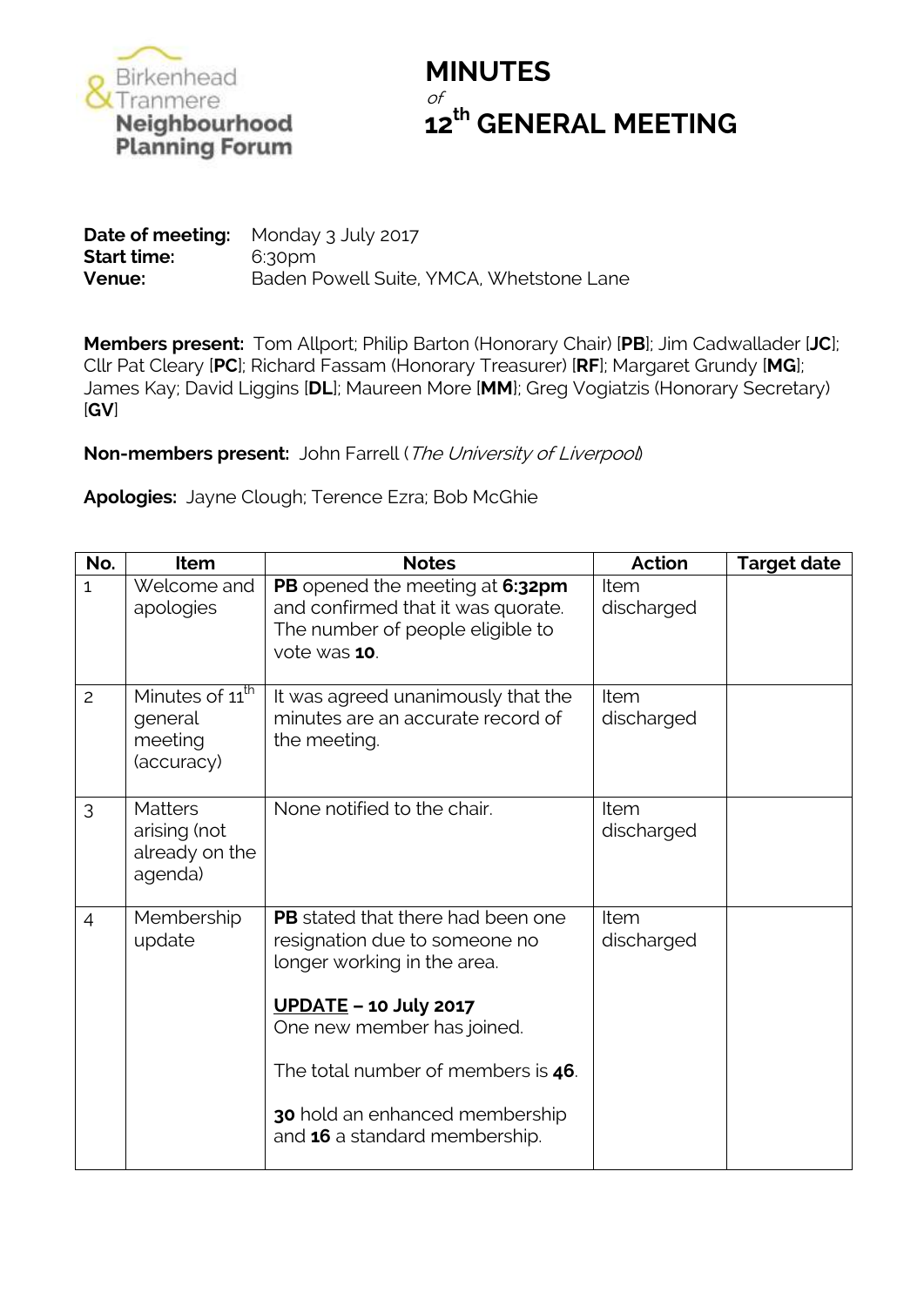Birkenhead & Tranmere Neighbourhood Planning Forum

# MINUTES

*of*

# 12th GENERAL MEETING

**Date of meeting:** Monday 3 July 2017
**Start time:** 6:30pm
**Venue:** Baden Powell Suite, YMCA, Whetstone Lane

**Members present:** Tom Allport; Philip Barton (Honorary Chair) [**PB**]; Jim Cadwallader [**JC**]; Cllr Pat Cleary [**PC**]; Richard Fassam (Honorary Treasurer) [**RF**]; Margaret Grundy [**MG**]; James Kay; David Liggins [**DL**]; Maureen More [**MM**]; Greg Vogiatzis (Honorary Secretary) [**GV**]

**Non-members present:** John Farrell (*The University of Liverpool*)

**Apologies:** Jayne Clough; Terence Ezra; Bob McGhie

| No. | Item | Notes | Action | Target date |
|---|---|---|---|---|
| 1 | Welcome and apologies | **PB** opened the meeting at **6:32pm** and confirmed that it was quorate. The number of people eligible to vote was **10**. | Item discharged | |
| 2 | Minutes of 11th general meeting (accuracy) | It was agreed unanimously that the minutes are an accurate record of the meeting. | Item discharged | |
| 3 | Matters arising (not already on the agenda) | None notified to the chair. | Item discharged | |
| 4 | Membership update | **PB** stated that there had been one resignation due to someone no longer working in the area.<br><br>**<u>UPDATE</u> – 10 July 2017**<br>One new member has joined.<br><br>The total number of members is **46**.<br><br>**30** hold an enhanced membership and **16** a standard membership. | Item discharged | |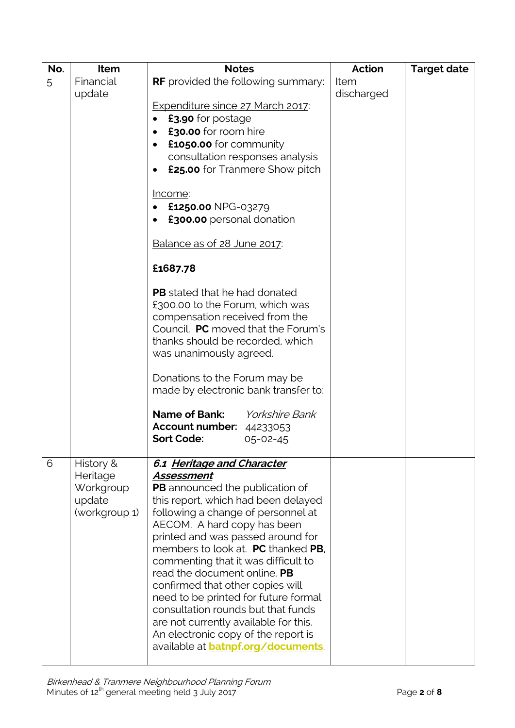| No. | Item | Notes | Action | Target date |
|---|---|---|---|---|
| 5 | Financial update | **RF** provided the following summary:<br><br><u>Expenditure since 27 March 2017</u>:<br>• **£3.90** for postage<br>• **£30.00** for room hire<br>• **£1050.00** for community consultation responses analysis<br>• **£25.00** for Tranmere Show pitch<br><br><u>Income</u>:<br>• **£1250.00** NPG-03279<br>• **£300.00** personal donation<br><br><u>Balance as of 28 June 2017</u>:<br><br>**£1687.78**<br><br>**PB** stated that he had donated £300.00 to the Forum, which was compensation received from the Council. **PC** moved that the Forum's thanks should be recorded, which was unanimously agreed.<br><br>Donations to the Forum may be made by electronic bank transfer to:<br><br>**Name of Bank:** *Yorkshire Bank*<br>**Account number:** 44233053<br>**Sort Code:** 05-02-45 | Item discharged | |
| 6 | History & Heritage Workgroup update (workgroup 1) | ***6.1 <u>Heritage and Character Assessment</u>***<br>**PB** announced the publication of this report, which had been delayed following a change of personnel at AECOM. A hard copy has been printed and was passed around for members to look at. **PC** thanked **PB**, commenting that it was difficult to read the document online. **PB** confirmed that other copies will need to be printed for future formal consultation rounds but that funds are not currently available for this. An electronic copy of the report is available at **batnpf.org/documents**. | | |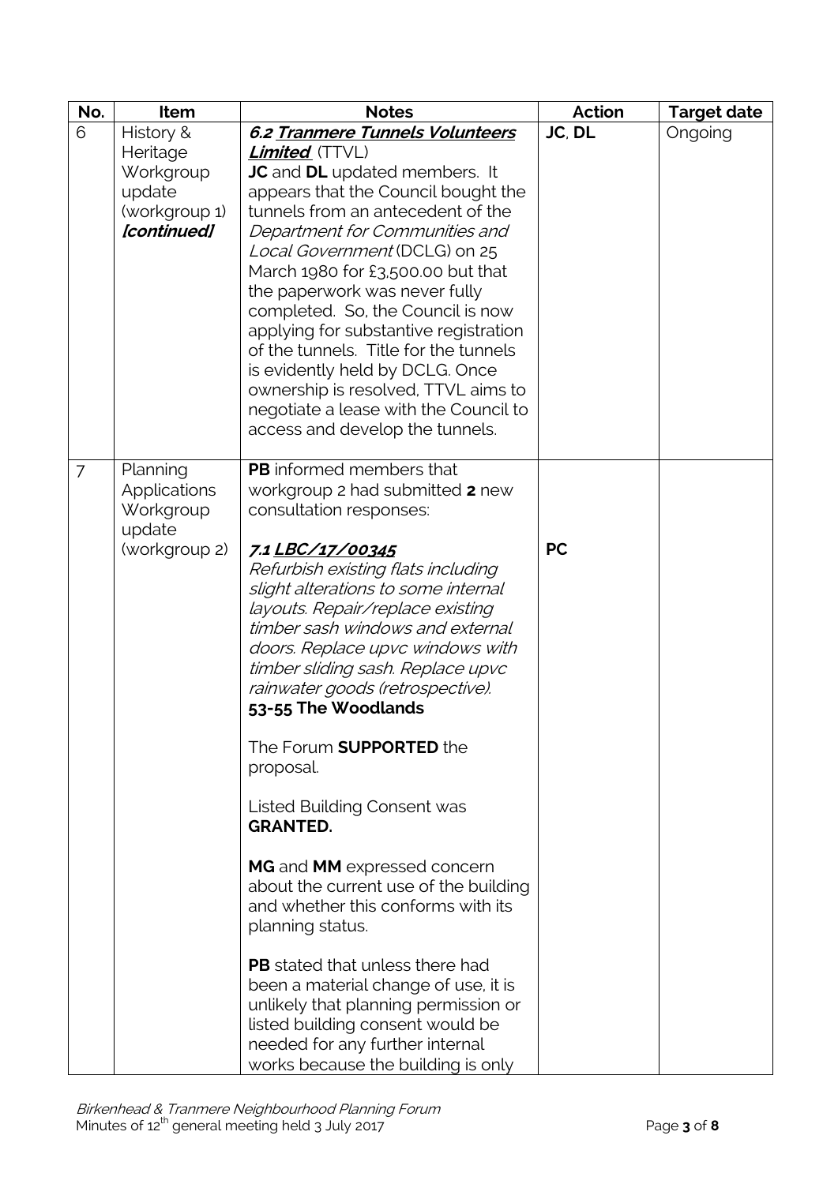| No. | Item | Notes | Action | Target date |
|---|---|---|---|---|
| 6 | History & Heritage Workgroup update (workgroup 1) ***[continued]*** | ***6.2 Tranmere Tunnels Volunteers Limited*** (TTVL)<br>**JC** and **DL** updated members. It appears that the Council bought the tunnels from an antecedent of the *Department for Communities and Local Government* (DCLG) on 25 March 1980 for £3,500.00 but that the paperwork was never fully completed. So, the Council is now applying for substantive registration of the tunnels. Title for the tunnels is evidently held by DCLG. Once ownership is resolved, TTVL aims to negotiate a lease with the Council to access and develop the tunnels. | **JC**, **DL** | Ongoing |
| 7 | Planning Applications Workgroup update (workgroup 2) | **PB** informed members that workgroup 2 had submitted **2** new consultation responses:<br><br>***7.1 LBC/17/00345***<br>*Refurbish existing flats including slight alterations to some internal layouts. Repair/replace existing timber sash windows and external doors. Replace upvc windows with timber sliding sash. Replace upvc rainwater goods (retrospective).*<br>**53-55 The Woodlands**<br><br>The Forum **SUPPORTED** the proposal.<br><br>Listed Building Consent was **GRANTED.**<br><br>**MG** and **MM** expressed concern about the current use of the building and whether this conforms with its planning status.<br><br>**PB** stated that unless there had been a material change of use, it is unlikely that planning permission or listed building consent would be needed for any further internal works because the building is only | **PC** | |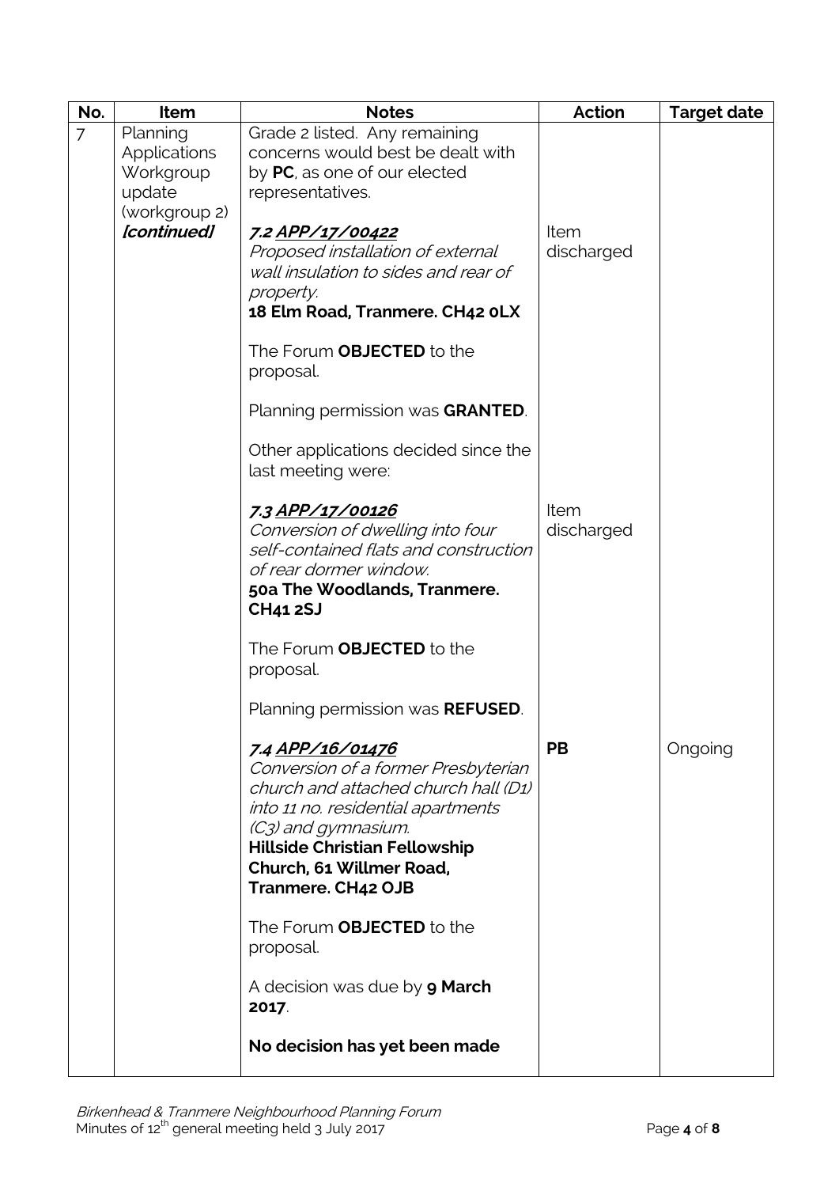| No. | Item | Notes | Action | Target date |
|---|---|---|---|---|
| 7 | Planning Applications Workgroup update (workgroup 2) ***[continued]*** | Grade 2 listed. Any remaining concerns would best be dealt with by **PC**, as one of our elected representatives.<br><br>***7.2 APP/17/00422***<br>*Proposed installation of external wall insulation to sides and rear of property.*<br>**18 Elm Road, Tranmere. CH42 0LX**<br><br>The Forum **OBJECTED** to the proposal.<br><br>Planning permission was **GRANTED**.<br><br>Other applications decided since the last meeting were:<br><br>***7.3 APP/17/00126***<br>*Conversion of dwelling into four self-contained flats and construction of rear dormer window.*<br>**50a The Woodlands, Tranmere. CH41 2SJ**<br><br>The Forum **OBJECTED** to the proposal.<br><br>Planning permission was **REFUSED**.<br><br>***7.4 APP/16/01476***<br>*Conversion of a former Presbyterian church and attached church hall (D1) into 11 no. residential apartments (C3) and gymnasium.*<br>**Hillside Christian Fellowship Church, 61 Willmer Road, Tranmere. CH42 OJB**<br><br>The Forum **OBJECTED** to the proposal.<br><br>A decision was due by **9 March 2017**.<br><br>**No decision has yet been made** | <br><br><br><br>Item discharged<br><br><br><br><br><br><br><br><br><br>Item discharged<br><br><br><br><br><br><br><br><br><br>**PB** | <br><br><br><br><br><br><br><br><br><br><br><br><br><br><br><br><br><br><br><br><br><br><br><br>Ongoing |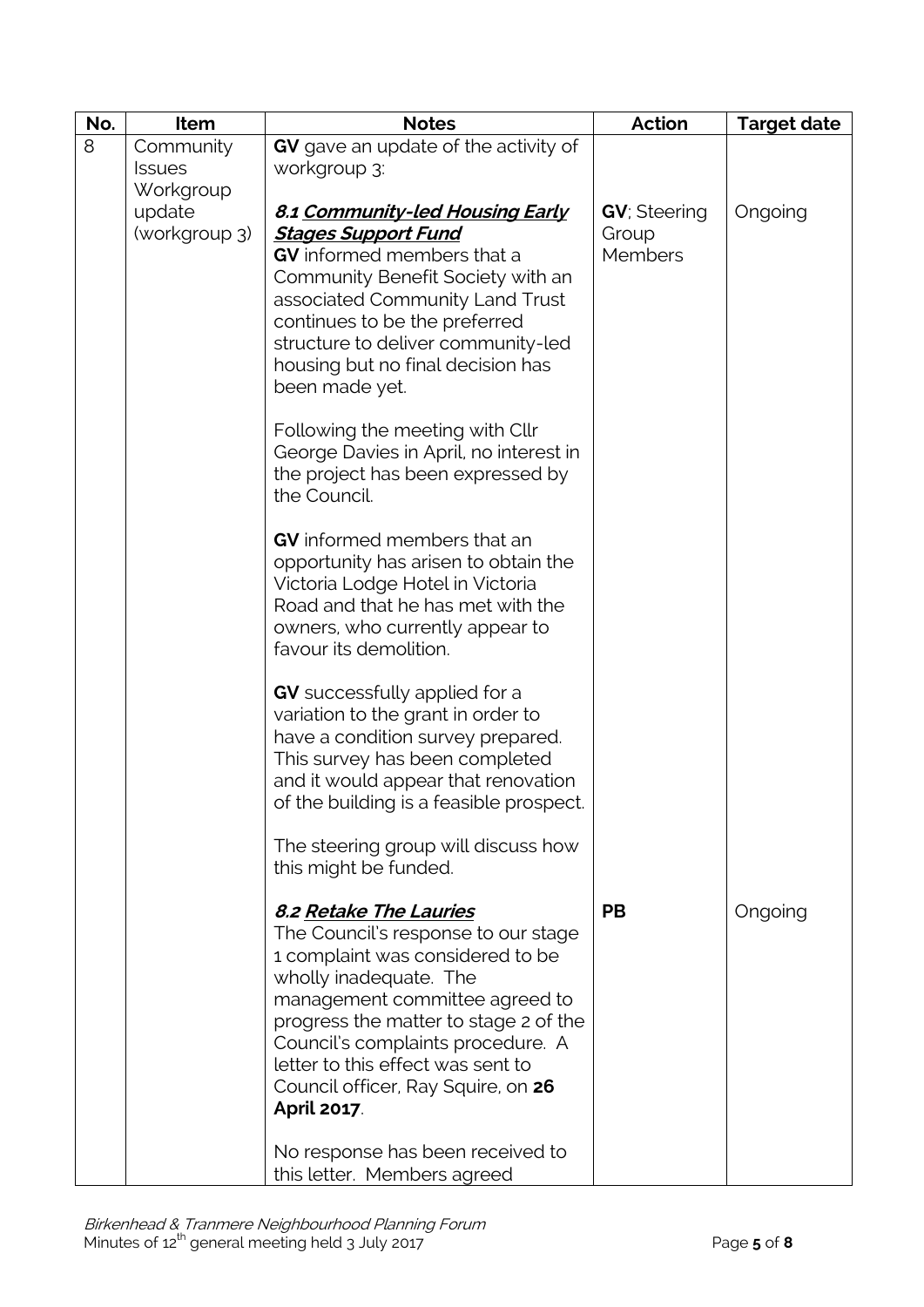| No. | Item | Notes | Action | Target date |
| --- | --- | --- | --- | --- |
| 8 | Community Issues Workgroup update (workgroup 3) | **GV** gave an update of the activity of workgroup 3: | | |
| | | ***8.1 <u>Community-led Housing Early Stages Support Fund</u>***<br>**GV** informed members that a Community Benefit Society with an associated Community Land Trust continues to be the preferred structure to deliver community-led housing but no final decision has been made yet.<br><br>Following the meeting with Cllr George Davies in April, no interest in the project has been expressed by the Council.<br><br>**GV** informed members that an opportunity has arisen to obtain the Victoria Lodge Hotel in Victoria Road and that he has met with the owners, who currently appear to favour its demolition.<br><br>**GV** successfully applied for a variation to the grant in order to have a condition survey prepared. This survey has been completed and it would appear that renovation of the building is a feasible prospect.<br><br>The steering group will discuss how this might be funded. | **GV**; Steering Group Members | Ongoing |
| | | ***8.2 <u>Retake The Lauries</u>***<br>The Council's response to our stage 1 complaint was considered to be wholly inadequate. The management committee agreed to progress the matter to stage 2 of the Council's complaints procedure. A letter to this effect was sent to Council officer, Ray Squire, on **26 April 2017**.<br><br>No response has been received to this letter. Members agreed | **PB** | Ongoing |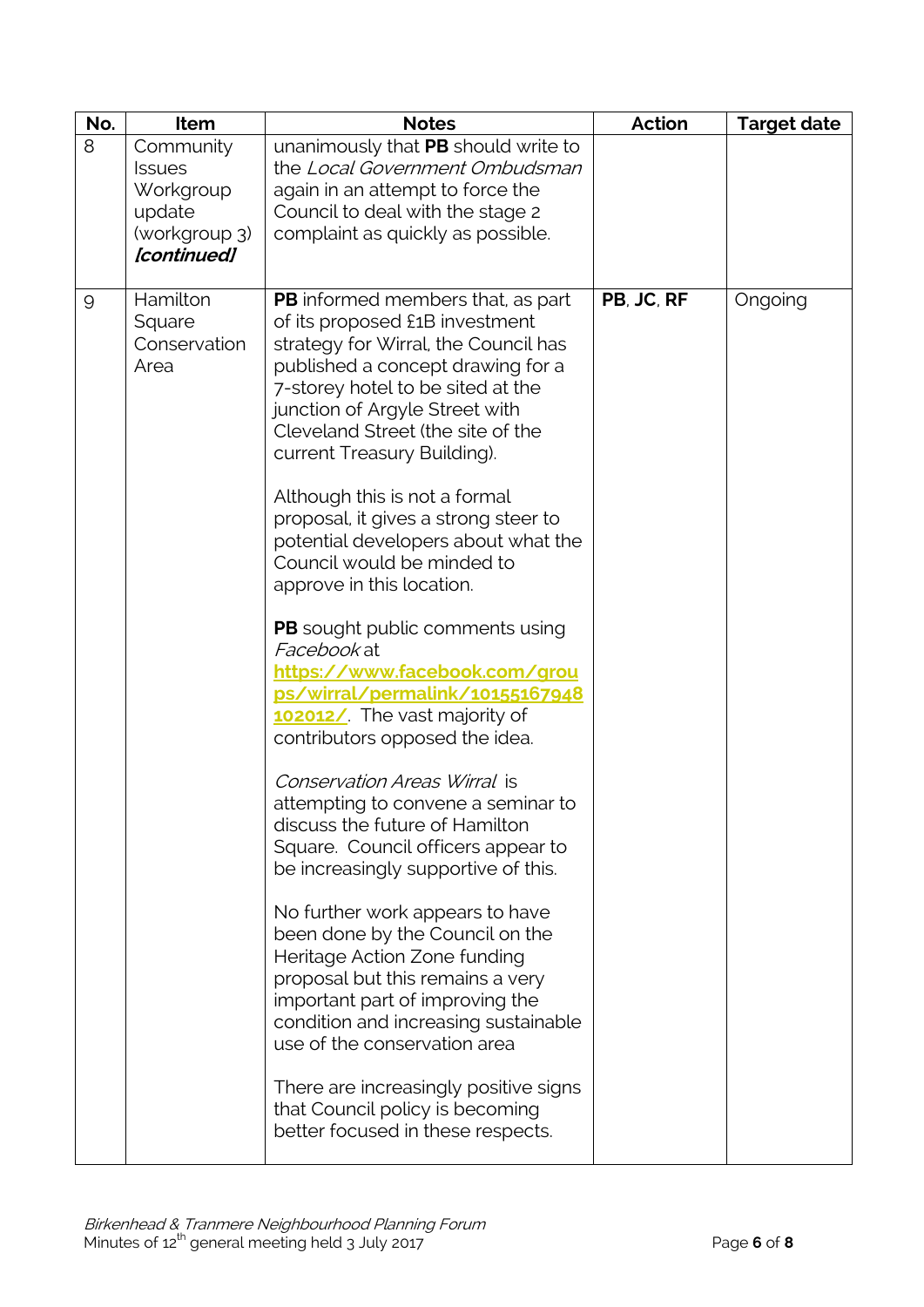| No. | Item | Notes | Action | Target date |
| --- | --- | --- | --- | --- |
| 8 | Community Issues Workgroup update (workgroup 3) ***[continued]*** | unanimously that **PB** should write to the *Local Government Ombudsman* again in an attempt to force the Council to deal with the stage 2 complaint as quickly as possible. | | |
| 9 | Hamilton Square Conservation Area | **PB** informed members that, as part of its proposed £1B investment strategy for Wirral, the Council has published a concept drawing for a 7-storey hotel to be sited at the junction of Argyle Street with Cleveland Street (the site of the current Treasury Building).<br><br>Although this is not a formal proposal, it gives a strong steer to potential developers about what the Council would be minded to approve in this location.<br><br>**PB** sought public comments using *Facebook* at **https://www.facebook.com/groups/wirral/permalink/10155167948102012/**. The vast majority of contributors opposed the idea.<br><br>*Conservation Areas Wirral* is attempting to convene a seminar to discuss the future of Hamilton Square. Council officers appear to be increasingly supportive of this.<br><br>No further work appears to have been done by the Council on the Heritage Action Zone funding proposal but this remains a very important part of improving the condition and increasing sustainable use of the conservation area<br><br>There are increasingly positive signs that Council policy is becoming better focused in these respects. | **PB**, **JC**, **RF** | Ongoing |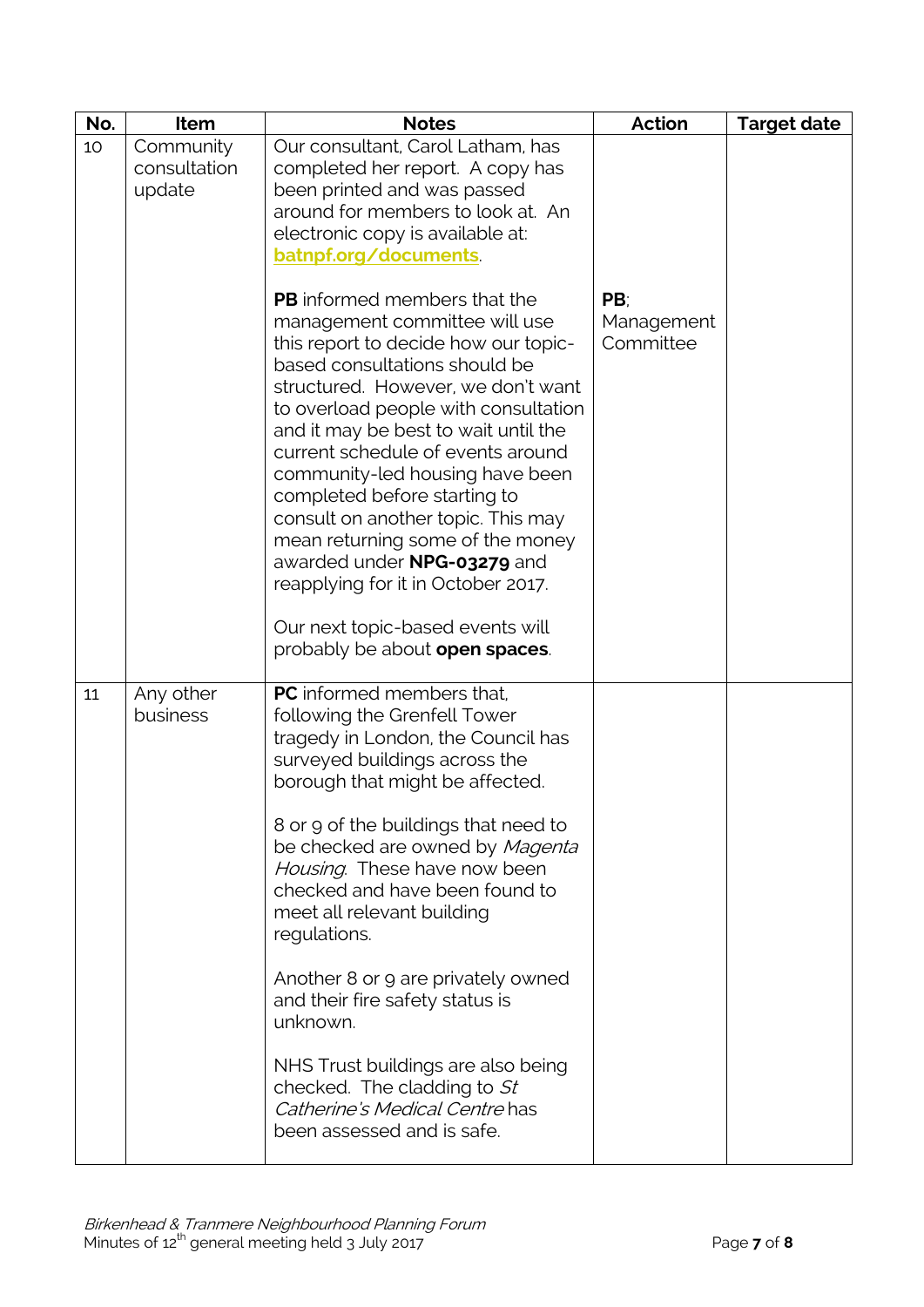| No. | Item | Notes | Action | Target date |
|---|---|---|---|---|
| 10 | Community consultation update | Our consultant, Carol Latham, has completed her report. A copy has been printed and was passed around for members to look at. An electronic copy is available at: batnpf.org/documents. | | |
| | | **PB** informed members that the management committee will use this report to decide how our topic-based consultations should be structured. However, we don't want to overload people with consultation and it may be best to wait until the current schedule of events around community-led housing have been completed before starting to consult on another topic. This may mean returning some of the money awarded under **NPG-03279** and reapplying for it in October 2017. | **PB**; Management Committee | |
| | | Our next topic-based events will probably be about **open spaces**. | | |
| 11 | Any other business | **PC** informed members that, following the Grenfell Tower tragedy in London, the Council has surveyed buildings across the borough that might be affected. | | |
| | | 8 or 9 of the buildings that need to be checked are owned by *Magenta Housing*. These have now been checked and have been found to meet all relevant building regulations. | | |
| | | Another 8 or 9 are privately owned and their fire safety status is unknown. | | |
| | | NHS Trust buildings are also being checked. The cladding to *St Catherine's Medical Centre* has been assessed and is safe. | | |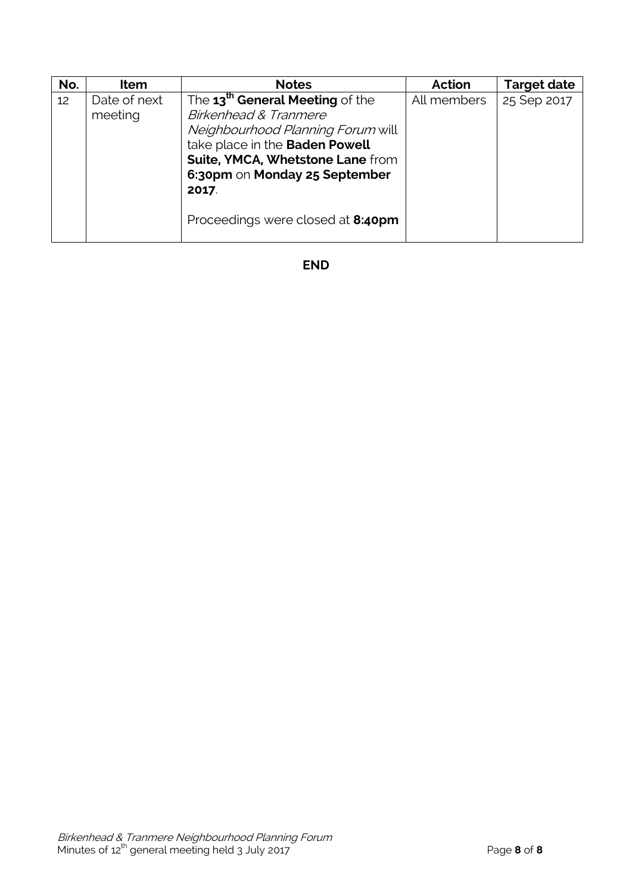| No. | Item | Notes | Action | Target date |
| --- | --- | --- | --- | --- |
| 12 | Date of next meeting | The **13th General Meeting** of the *Birkenhead & Tranmere Neighbourhood Planning Forum* will take place in the **Baden Powell Suite, YMCA, Whetstone Lane** from **6:30pm** on **Monday 25 September 2017**.<br><br>Proceedings were closed at **8:40pm** | All members | 25 Sep 2017 |

**END**